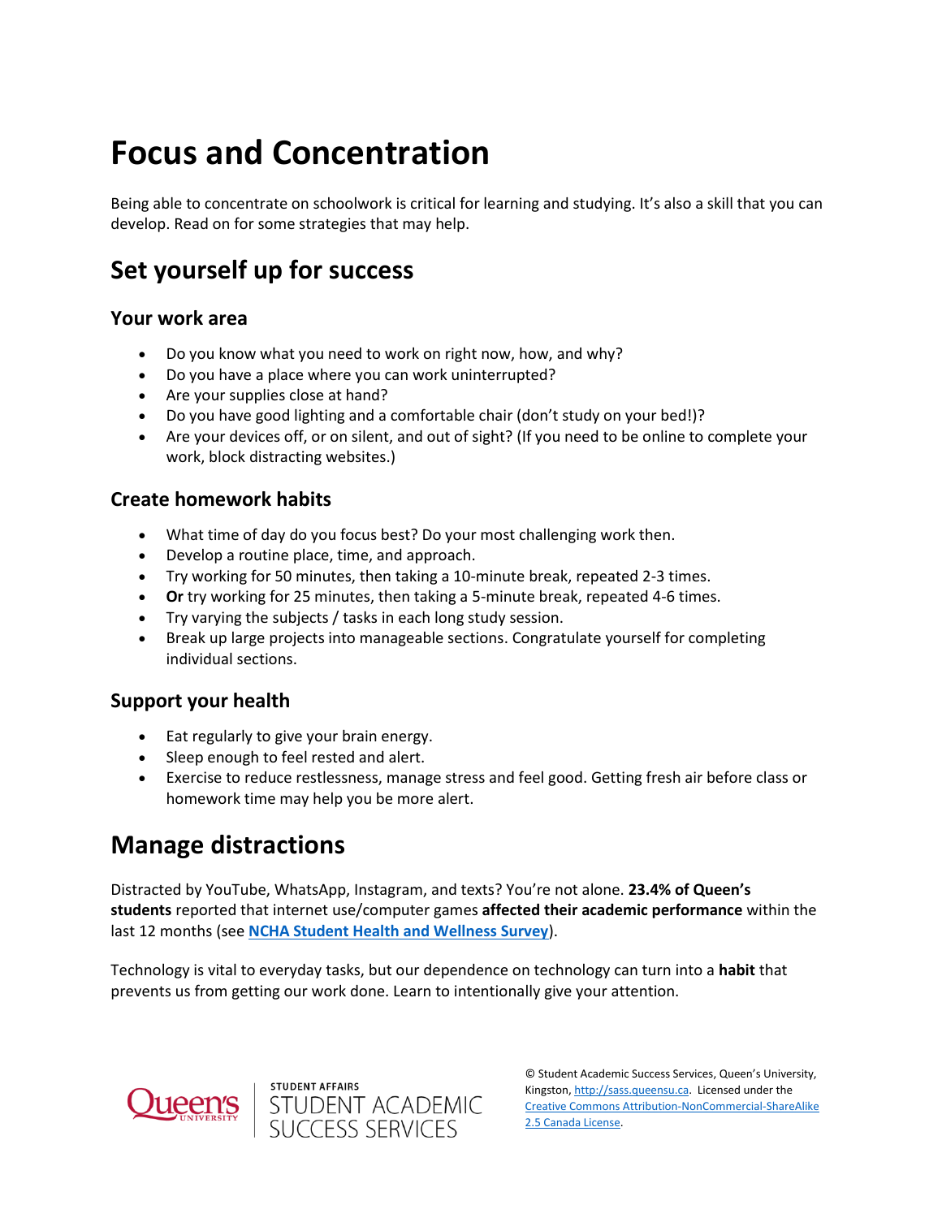# Focus and Concentration

Being able to concentrate on schoolwork is critical for learning and studying. It's also a skill that you can develop. Read on for some strategies that may help.

## Set yourself up for success

### Your work area

- Do you know what you need to work on right now, how, and why?
- Do you have a place where you can work uninterrupted?
- Are your supplies close at hand?
- Do you have good lighting and a comfortable chair (don't study on your bed!)?
- Are your devices off, or on silent, and out of sight? (If you need to be online to complete your work, block distracting websites.)

### Create homework habits

- What time of day do you focus best? Do your most challenging work then.
- Develop a routine place, time, and approach.
- Try working for 50 minutes, then taking a 10-minute break, repeated 2-3 times.
- **Or** try working for 25 minutes, then taking a 5-minute break, repeated 4-6 times.
- Try varying the subjects / tasks in each long study session.
- Break up large projects into manageable sections. Congratulate yourself for completing individual sections.

### Support your health

- Eat regularly to give your brain energy.
- Sleep enough to feel rested and alert.
- Exercise to reduce restlessness, manage stress and feel good. Getting fresh air before class or homework time may help you be more alert.

## Manage distractions

Distracted by YouTube, WhatsApp, Instagram, and texts? You're not alone. **23.4% of Queen's students** reported that internet use/computer games **affected their academic performance** within the last 12 months (see **NCHA Student Health and Wellness Survey**).

Technology is vital to everyday tasks, but our dependence on technology can turn into a **habit** that prevents us from getting our work done. Learn to intentionally give your attention.

© Student Academic Success Services, Queen's University, Kingston, http://sass.queensu.ca. Licensed under the Creative Commons Attribution-NonCommercial-ShareAlike 2.5 Canada License.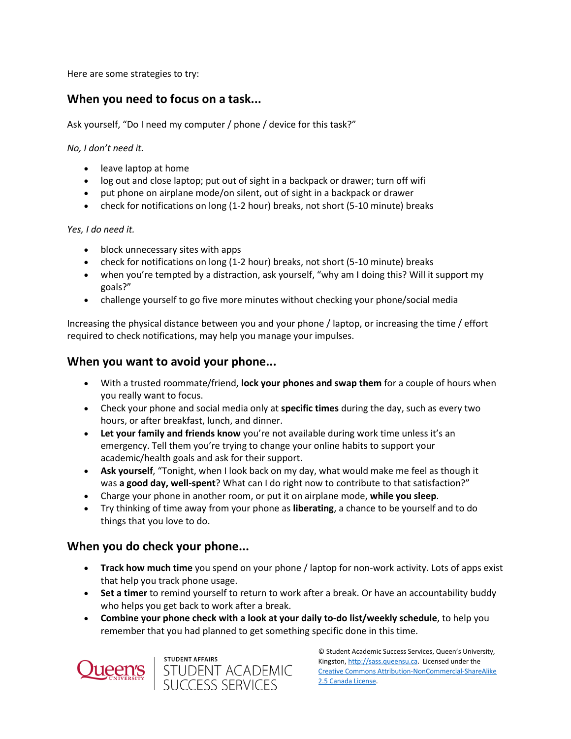Here are some strategies to try:

## When you need to focus on a task...

Ask yourself, “Do I need my computer / phone / device for this task?”

*No, I don’t need it.*

- leave laptop at home
- log out and close laptop; put out of sight in a backpack or drawer; turn off wifi
- put phone on airplane mode/on silent, out of sight in a backpack or drawer
- check for notifications on long (1-2 hour) breaks, not short (5-10 minute) breaks

*Yes, I do need it.*

- block unnecessary sites with apps
- check for notifications on long (1-2 hour) breaks, not short (5-10 minute) breaks
- when you’re tempted by a distraction, ask yourself, “why am I doing this? Will it support my goals?”
- challenge yourself to go five more minutes without checking your phone/social media

Increasing the physical distance between you and your phone / laptop, or increasing the time / effort required to check notifications, may help you manage your impulses.

## When you want to avoid your phone...

- With a trusted roommate/friend, **lock your phones and swap them** for a couple of hours when you really want to focus.
- Check your phone and social media only at **specific times** during the day, such as every two hours, or after breakfast, lunch, and dinner.
- **Let your family and friends know** you’re not available during work time unless it’s an emergency. Tell them you’re trying to change your online habits to support your academic/health goals and ask for their support.
- **Ask yourself**, “Tonight, when I look back on my day, what would make me feel as though it was **a good day, well-spent**? What can I do right now to contribute to that satisfaction?”
- Charge your phone in another room, or put it on airplane mode, **while you sleep**.
- Try thinking of time away from your phone as **liberating**, a chance to be yourself and to do things that you love to do.

## When you do check your phone...

- **Track how much time** you spend on your phone / laptop for non-work activity. Lots of apps exist that help you track phone usage.
- **Set a timer** to remind yourself to return to work after a break. Or have an accountability buddy who helps you get back to work after a break.
- **Combine your phone check with a look at your daily to-do list/weekly schedule**, to help you remember that you had planned to get something specific done in this time.

Queen's University | STUDENT AFFAIRS STUDENT ACADEMIC SUCCESS SERVICES

© Student Academic Success Services, Queen’s University, Kingston, http://sass.queensu.ca. Licensed under the Creative Commons Attribution-NonCommercial-ShareAlike 2.5 Canada License.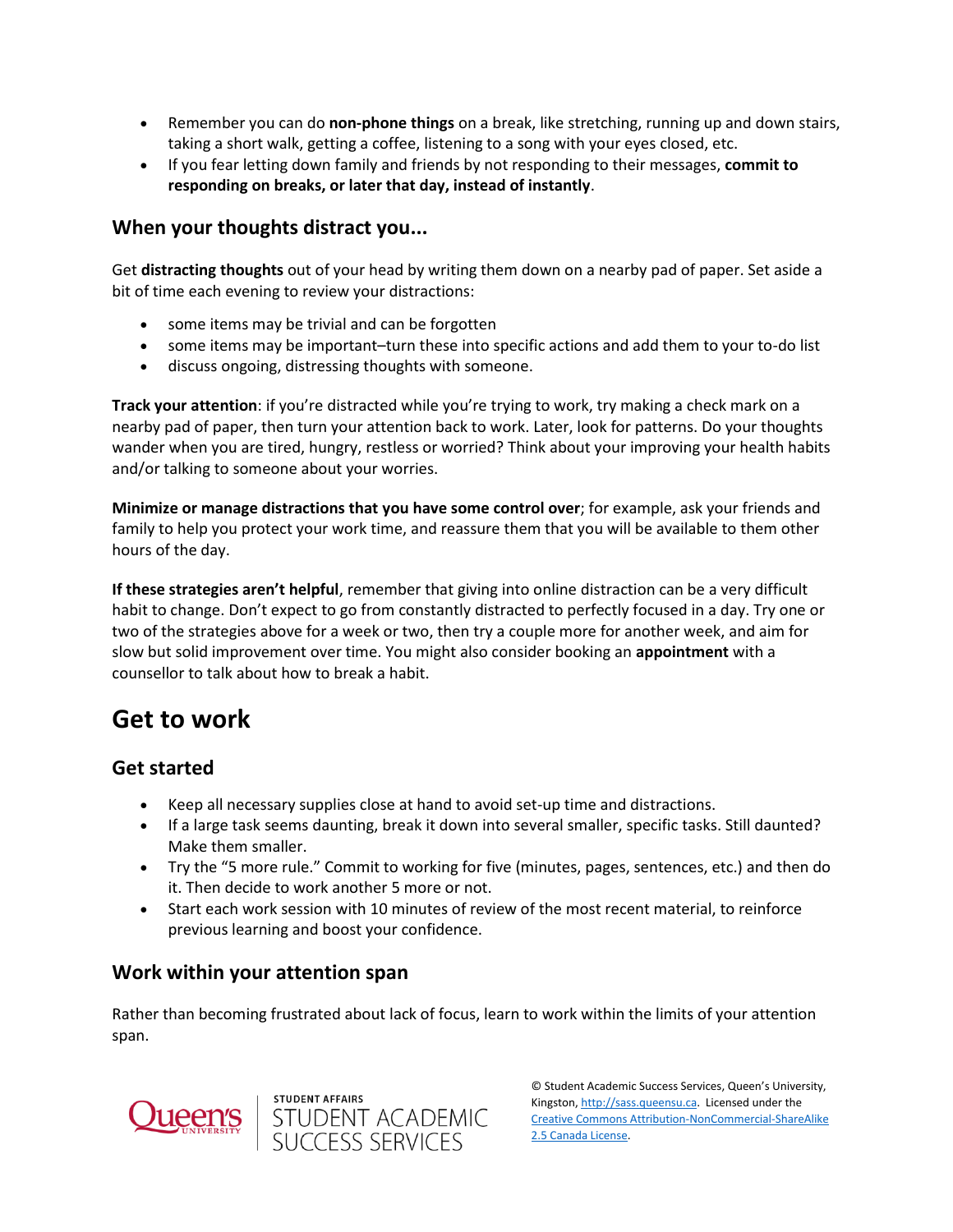- Remember you can do **non-phone things** on a break, like stretching, running up and down stairs, taking a short walk, getting a coffee, listening to a song with your eyes closed, etc.
- If you fear letting down family and friends by not responding to their messages, **commit to responding on breaks, or later that day, instead of instantly**.

### When your thoughts distract you...

Get **distracting thoughts** out of your head by writing them down on a nearby pad of paper. Set aside a bit of time each evening to review your distractions:

- some items may be trivial and can be forgotten
- some items may be important–turn these into specific actions and add them to your to-do list
- discuss ongoing, distressing thoughts with someone.

**Track your attention**: if you're distracted while you're trying to work, try making a check mark on a nearby pad of paper, then turn your attention back to work. Later, look for patterns. Do your thoughts wander when you are tired, hungry, restless or worried? Think about your improving your health habits and/or talking to someone about your worries.

**Minimize or manage distractions that you have some control over**; for example, ask your friends and family to help you protect your work time, and reassure them that you will be available to them other hours of the day.

**If these strategies aren't helpful**, remember that giving into online distraction can be a very difficult habit to change. Don't expect to go from constantly distracted to perfectly focused in a day. Try one or two of the strategies above for a week or two, then try a couple more for another week, and aim for slow but solid improvement over time. You might also consider booking an **appointment** with a counsellor to talk about how to break a habit.

## Get to work

### Get started

- Keep all necessary supplies close at hand to avoid set-up time and distractions.
- If a large task seems daunting, break it down into several smaller, specific tasks. Still daunted? Make them smaller.
- Try the "5 more rule." Commit to working for five (minutes, pages, sentences, etc.) and then do it. Then decide to work another 5 more or not.
- Start each work session with 10 minutes of review of the most recent material, to reinforce previous learning and boost your confidence.

### Work within your attention span

Rather than becoming frustrated about lack of focus, learn to work within the limits of your attention span.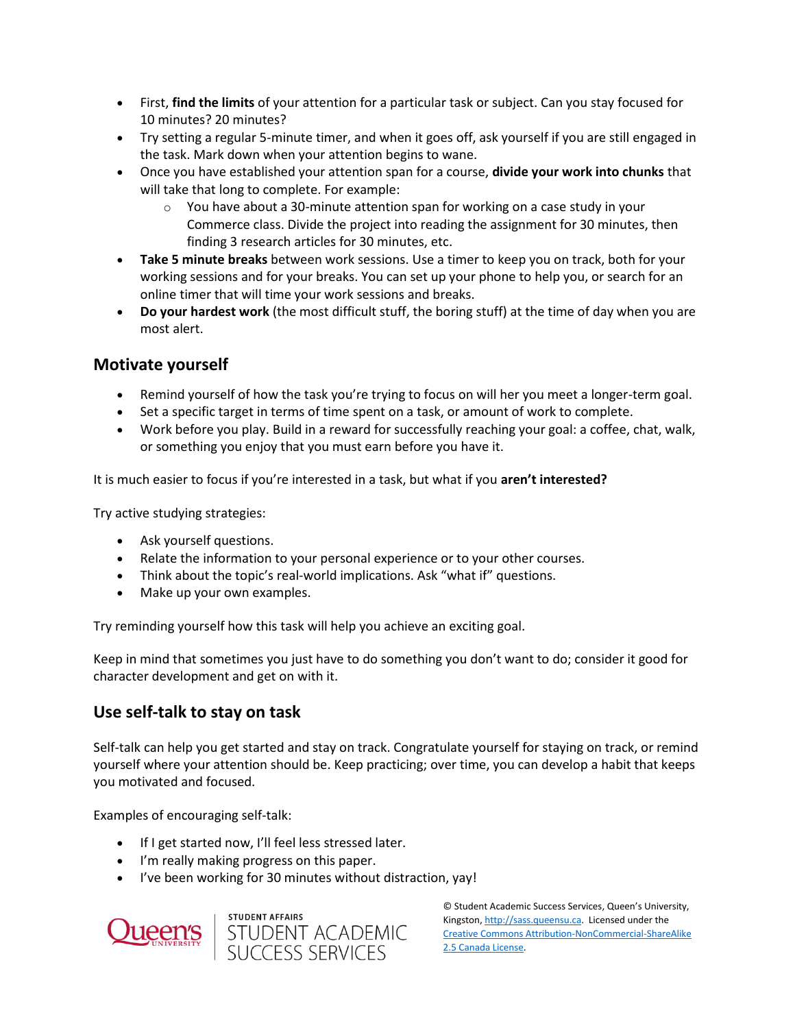- First, **find the limits** of your attention for a particular task or subject. Can you stay focused for 10 minutes? 20 minutes?
- Try setting a regular 5-minute timer, and when it goes off, ask yourself if you are still engaged in the task. Mark down when your attention begins to wane.
- Once you have established your attention span for a course, **divide your work into chunks** that will take that long to complete. For example:
    - You have about a 30-minute attention span for working on a case study in your Commerce class. Divide the project into reading the assignment for 30 minutes, then finding 3 research articles for 30 minutes, etc.
- **Take 5 minute breaks** between work sessions. Use a timer to keep you on track, both for your working sessions and for your breaks. You can set up your phone to help you, or search for an online timer that will time your work sessions and breaks.
- **Do your hardest work** (the most difficult stuff, the boring stuff) at the time of day when you are most alert.

## Motivate yourself

- Remind yourself of how the task you're trying to focus on will her you meet a longer-term goal.
- Set a specific target in terms of time spent on a task, or amount of work to complete.
- Work before you play. Build in a reward for successfully reaching your goal: a coffee, chat, walk, or something you enjoy that you must earn before you have it.

It is much easier to focus if you're interested in a task, but what if you **aren't interested?**

Try active studying strategies:

- Ask yourself questions.
- Relate the information to your personal experience or to your other courses.
- Think about the topic's real-world implications. Ask "what if" questions.
- Make up your own examples.

Try reminding yourself how this task will help you achieve an exciting goal.

Keep in mind that sometimes you just have to do something you don't want to do; consider it good for character development and get on with it.

## Use self-talk to stay on task

Self-talk can help you get started and stay on track. Congratulate yourself for staying on track, or remind yourself where your attention should be. Keep practicing; over time, you can develop a habit that keeps you motivated and focused.

Examples of encouraging self-talk:

- If I get started now, I'll feel less stressed later.
- I'm really making progress on this paper.
- I've been working for 30 minutes without distraction, yay!

© Student Academic Success Services, Queen's University, Kingston, http://sass.queensu.ca. Licensed under the Creative Commons Attribution-NonCommercial-ShareAlike 2.5 Canada License.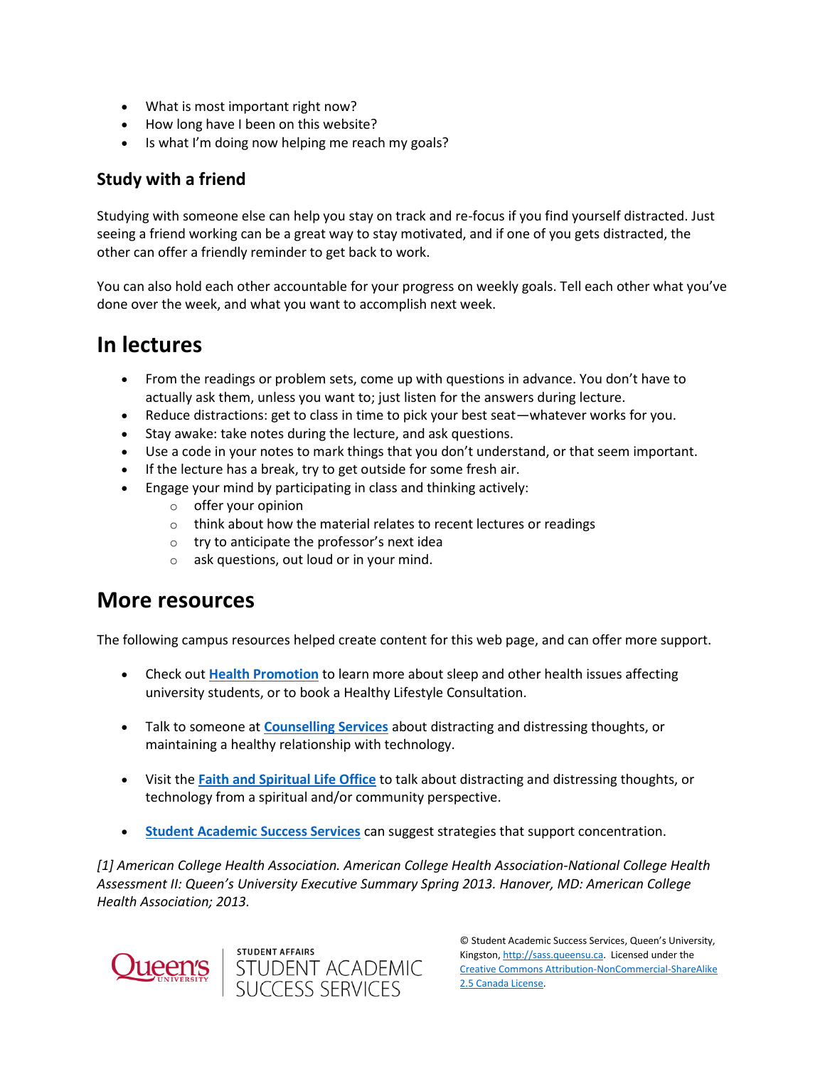- What is most important right now?
- How long have I been on this website?
- Is what I'm doing now helping me reach my goals?

### Study with a friend

Studying with someone else can help you stay on track and re-focus if you find yourself distracted. Just seeing a friend working can be a great way to stay motivated, and if one of you gets distracted, the other can offer a friendly reminder to get back to work.

You can also hold each other accountable for your progress on weekly goals. Tell each other what you've done over the week, and what you want to accomplish next week.

## In lectures

- From the readings or problem sets, come up with questions in advance. You don't have to actually ask them, unless you want to; just listen for the answers during lecture.
- Reduce distractions: get to class in time to pick your best seat—whatever works for you.
- Stay awake: take notes during the lecture, and ask questions.
- Use a code in your notes to mark things that you don't understand, or that seem important.
- If the lecture has a break, try to get outside for some fresh air.
- Engage your mind by participating in class and thinking actively:
    - offer your opinion
    - think about how the material relates to recent lectures or readings
    - try to anticipate the professor's next idea
    - ask questions, out loud or in your mind.

## More resources

The following campus resources helped create content for this web page, and can offer more support.

- Check out **Health Promotion** to learn more about sleep and other health issues affecting university students, or to book a Healthy Lifestyle Consultation.

- Talk to someone at **Counselling Services** about distracting and distressing thoughts, or maintaining a healthy relationship with technology.

- Visit the **Faith and Spiritual Life Office** to talk about distracting and distressing thoughts, or technology from a spiritual and/or community perspective.

- **Student Academic Success Services** can suggest strategies that support concentration.

*[1] American College Health Association. American College Health Association-National College Health Assessment II: Queen's University Executive Summary Spring 2013. Hanover, MD: American College Health Association; 2013.*

Queen's University | STUDENT AFFAIRS STUDENT ACADEMIC SUCCESS SERVICES

© Student Academic Success Services, Queen's University, Kingston, http://sass.queensu.ca. Licensed under the Creative Commons Attribution-NonCommercial-ShareAlike 2.5 Canada License.